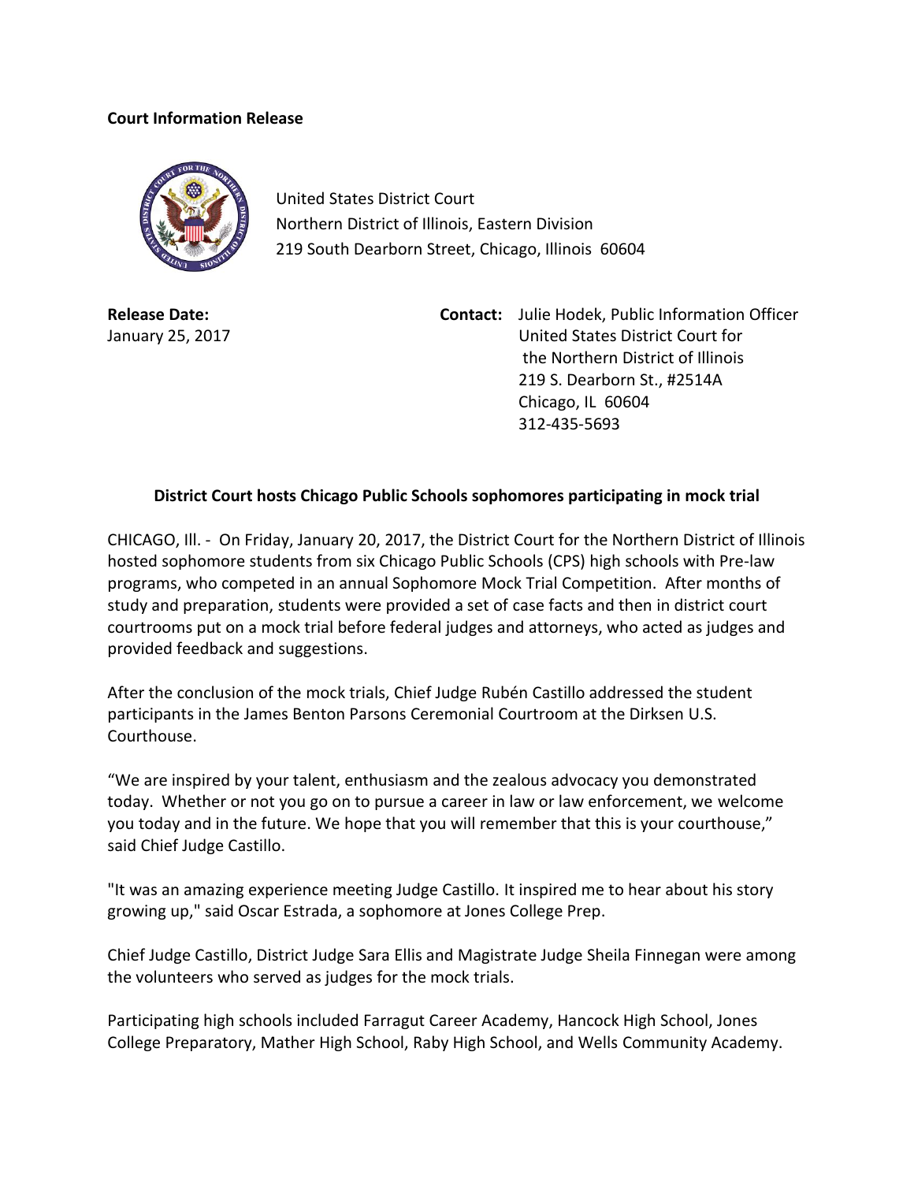**Court Information Release**

United States District Court
Northern District of Illinois, Eastern Division
219 South Dearborn Street, Chicago, Illinois 60604

**Release Date:**
January 25, 2017

**Contact:** Julie Hodek, Public Information Officer
United States District Court for
the Northern District of Illinois
219 S. Dearborn St., #2514A
Chicago, IL 60604
312-435-5693

**District Court hosts Chicago Public Schools sophomores participating in mock trial**

CHICAGO, Ill. - On Friday, January 20, 2017, the District Court for the Northern District of Illinois hosted sophomore students from six Chicago Public Schools (CPS) high schools with Pre-law programs, who competed in an annual Sophomore Mock Trial Competition. After months of study and preparation, students were provided a set of case facts and then in district court courtrooms put on a mock trial before federal judges and attorneys, who acted as judges and provided feedback and suggestions.

After the conclusion of the mock trials, Chief Judge Rubén Castillo addressed the student participants in the James Benton Parsons Ceremonial Courtroom at the Dirksen U.S. Courthouse.

"We are inspired by your talent, enthusiasm and the zealous advocacy you demonstrated today. Whether or not you go on to pursue a career in law or law enforcement, we welcome you today and in the future. We hope that you will remember that this is your courthouse," said Chief Judge Castillo.

"It was an amazing experience meeting Judge Castillo. It inspired me to hear about his story growing up," said Oscar Estrada, a sophomore at Jones College Prep.

Chief Judge Castillo, District Judge Sara Ellis and Magistrate Judge Sheila Finnegan were among the volunteers who served as judges for the mock trials.

Participating high schools included Farragut Career Academy, Hancock High School, Jones College Preparatory, Mather High School, Raby High School, and Wells Community Academy.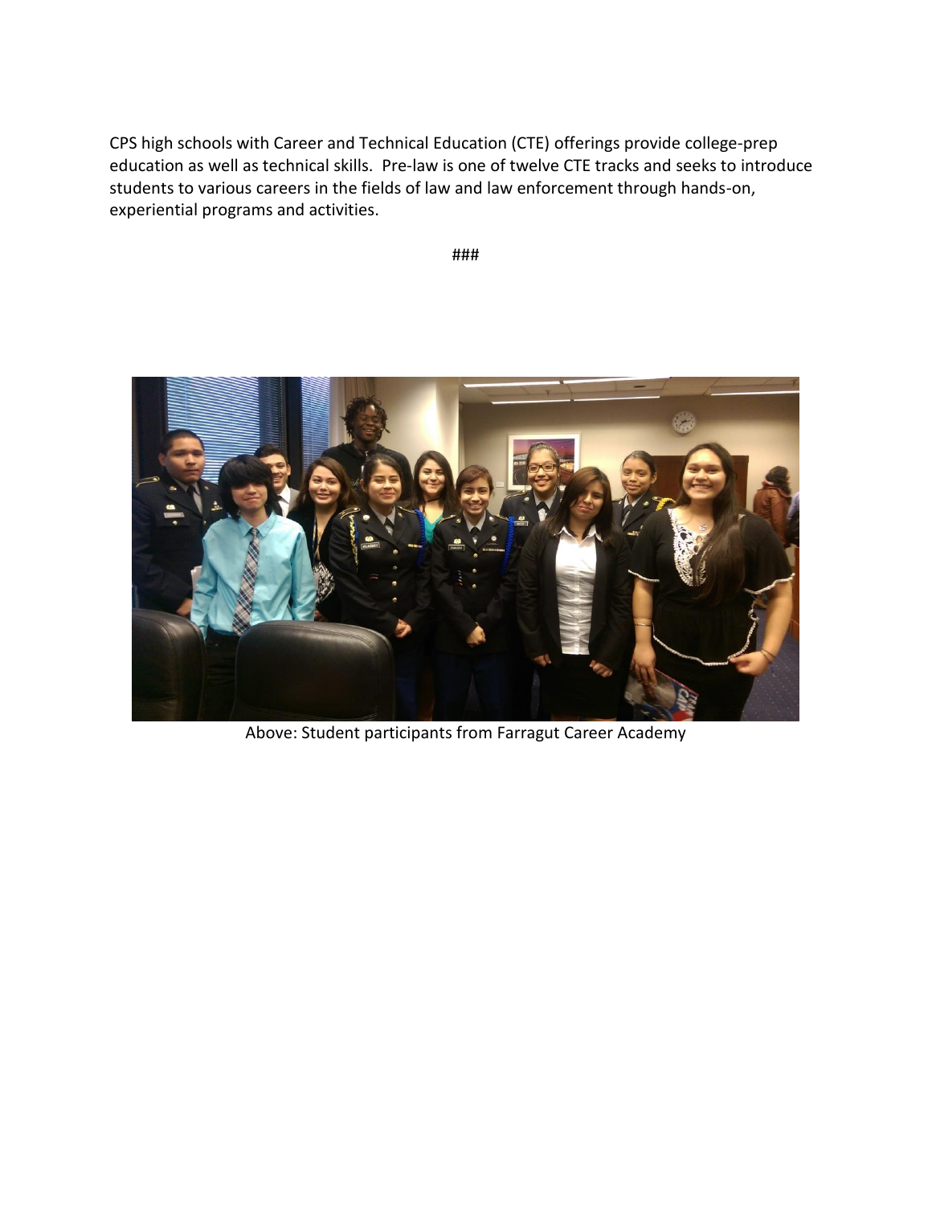CPS high schools with Career and Technical Education (CTE) offerings provide college-prep education as well as technical skills. Pre-law is one of twelve CTE tracks and seeks to introduce students to various careers in the fields of law and law enforcement through hands-on, experiential programs and activities.

###

Above: Student participants from Farragut Career Academy